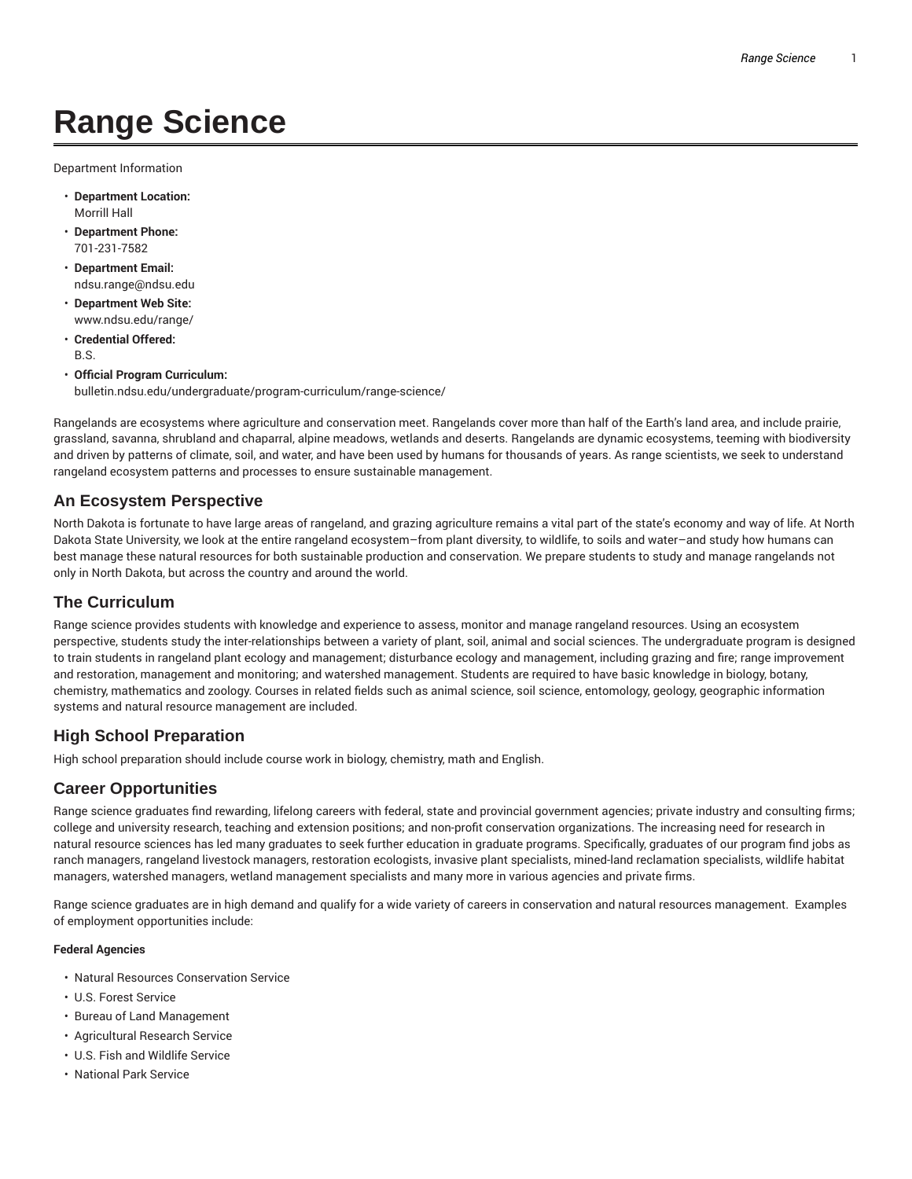# Range Science

Department Information

- **Department Location:**
  Morrill Hall
- **Department Phone:**
  701-231-7582
- **Department Email:**
  ndsu.range@ndsu.edu
- **Department Web Site:**
  www.ndsu.edu/range/
- **Credential Offered:**
  B.S.
- **Official Program Curriculum:**
  bulletin.ndsu.edu/undergraduate/program-curriculum/range-science/

Rangelands are ecosystems where agriculture and conservation meet. Rangelands cover more than half of the Earth's land area, and include prairie, grassland, savanna, shrubland and chaparral, alpine meadows, wetlands and deserts. Rangelands are dynamic ecosystems, teeming with biodiversity and driven by patterns of climate, soil, and water, and have been used by humans for thousands of years. As range scientists, we seek to understand rangeland ecosystem patterns and processes to ensure sustainable management.

## An Ecosystem Perspective

North Dakota is fortunate to have large areas of rangeland, and grazing agriculture remains a vital part of the state's economy and way of life. At North Dakota State University, we look at the entire rangeland ecosystem–from plant diversity, to wildlife, to soils and water–and study how humans can best manage these natural resources for both sustainable production and conservation. We prepare students to study and manage rangelands not only in North Dakota, but across the country and around the world.

## The Curriculum

Range science provides students with knowledge and experience to assess, monitor and manage rangeland resources. Using an ecosystem perspective, students study the inter-relationships between a variety of plant, soil, animal and social sciences. The undergraduate program is designed to train students in rangeland plant ecology and management; disturbance ecology and management, including grazing and fire; range improvement and restoration, management and monitoring; and watershed management. Students are required to have basic knowledge in biology, botany, chemistry, mathematics and zoology. Courses in related fields such as animal science, soil science, entomology, geology, geographic information systems and natural resource management are included.

## High School Preparation

High school preparation should include course work in biology, chemistry, math and English.

## Career Opportunities

Range science graduates find rewarding, lifelong careers with federal, state and provincial government agencies; private industry and consulting firms; college and university research, teaching and extension positions; and non-profit conservation organizations. The increasing need for research in natural resource sciences has led many graduates to seek further education in graduate programs. Specifically, graduates of our program find jobs as ranch managers, rangeland livestock managers, restoration ecologists, invasive plant specialists, mined-land reclamation specialists, wildlife habitat managers, watershed managers, wetland management specialists and many more in various agencies and private firms.

Range science graduates are in high demand and qualify for a wide variety of careers in conservation and natural resources management. Examples of employment opportunities include:

**Federal Agencies**

- Natural Resources Conservation Service
- U.S. Forest Service
- Bureau of Land Management
- Agricultural Research Service
- U.S. Fish and Wildlife Service
- National Park Service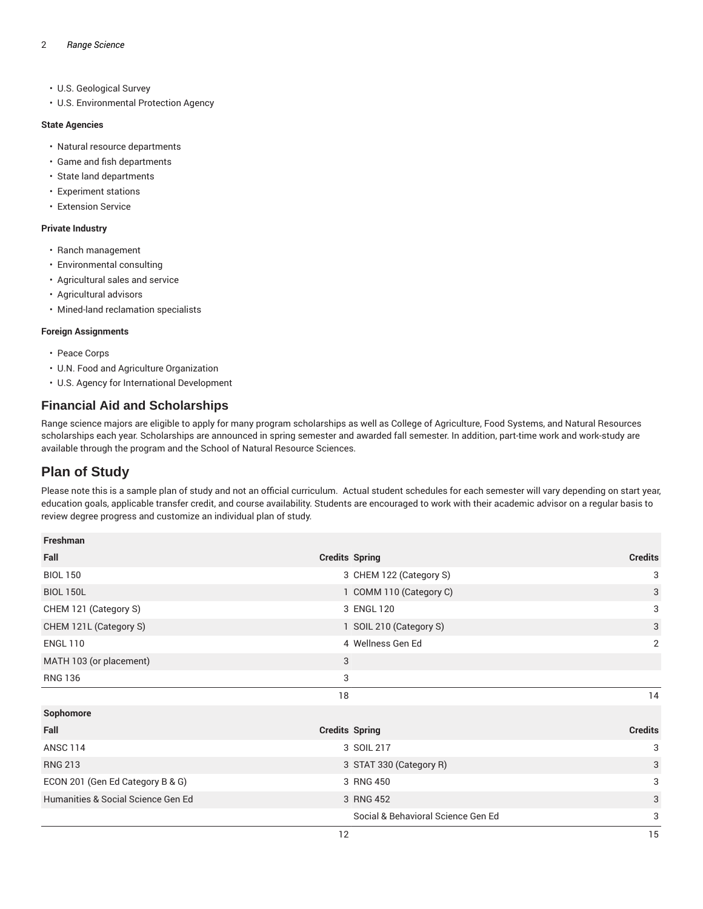- U.S. Geological Survey
- U.S. Environmental Protection Agency

**State Agencies**

- Natural resource departments
- Game and fish departments
- State land departments
- Experiment stations
- Extension Service

**Private Industry**

- Ranch management
- Environmental consulting
- Agricultural sales and service
- Agricultural advisors
- Mined-land reclamation specialists

**Foreign Assignments**

- Peace Corps
- U.N. Food and Agriculture Organization
- U.S. Agency for International Development

## Financial Aid and Scholarships

Range science majors are eligible to apply for many program scholarships as well as College of Agriculture, Food Systems, and Natural Resources scholarships each year. Scholarships are announced in spring semester and awarded fall semester. In addition, part-time work and work-study are available through the program and the School of Natural Resource Sciences.

## Plan of Study

Please note this is a sample plan of study and not an official curriculum. Actual student schedules for each semester will vary depending on start year, education goals, applicable transfer credit, and course availability. Students are encouraged to work with their academic advisor on a regular basis to review degree progress and customize an individual plan of study.

| Freshman | | | |
|---|---|---|---|
| Fall | Credits | Spring | Credits |
| BIOL 150 | 3 | CHEM 122 (Category S) | 3 |
| BIOL 150L | 1 | COMM 110 (Category C) | 3 |
| CHEM 121 (Category S) | 3 | ENGL 120 | 3 |
| CHEM 121L (Category S) | 1 | SOIL 210 (Category S) | 3 |
| ENGL 110 | 4 | Wellness Gen Ed | 2 |
| MATH 103 (or placement) | 3 | | |
| RNG 136 | 3 | | |
| | 18 | | 14 |
| Sophomore | | | |
| Fall | Credits | Spring | Credits |
| ANSC 114 | 3 | SOIL 217 | 3 |
| RNG 213 | 3 | STAT 330 (Category R) | 3 |
| ECON 201 (Gen Ed Category B & G) | 3 | RNG 450 | 3 |
| Humanities & Social Science Gen Ed | 3 | RNG 452 | 3 |
| | | Social & Behavioral Science Gen Ed | 3 |
| | 12 | | 15 |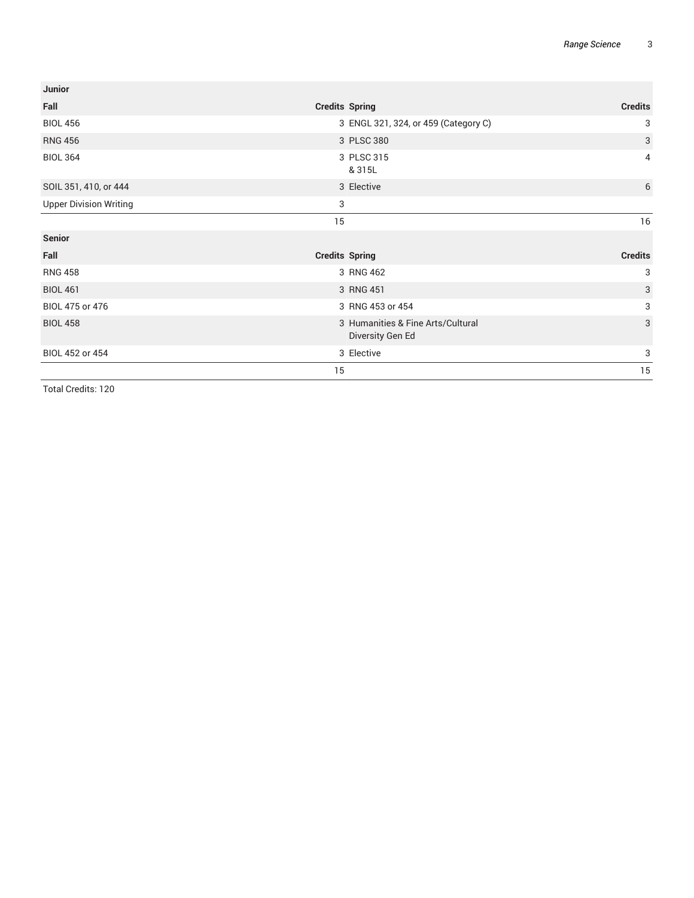| Junior | | | |
| --- | --- | --- | --- |
| **Fall** | **Credits** | **Spring** | **Credits** |
| BIOL 456 | 3 | ENGL 321, 324, or 459 (Category C) | 3 |
| RNG 456 | 3 | PLSC 380 | 3 |
| BIOL 364 | 3 | PLSC 315<br>& 315L | 4 |
| SOIL 351, 410, or 444 | 3 | Elective | 6 |
| Upper Division Writing | 3 | | |
| | 15 | | 16 |

| Senior | | | |
| --- | --- | --- | --- |
| **Fall** | **Credits** | **Spring** | **Credits** |
| RNG 458 | 3 | RNG 462 | 3 |
| BIOL 461 | 3 | RNG 451 | 3 |
| BIOL 475 or 476 | 3 | RNG 453 or 454 | 3 |
| BIOL 458 | 3 | Humanities & Fine Arts/Cultural Diversity Gen Ed | 3 |
| BIOL 452 or 454 | 3 | Elective | 3 |
| | 15 | | 15 |

Total Credits: 120